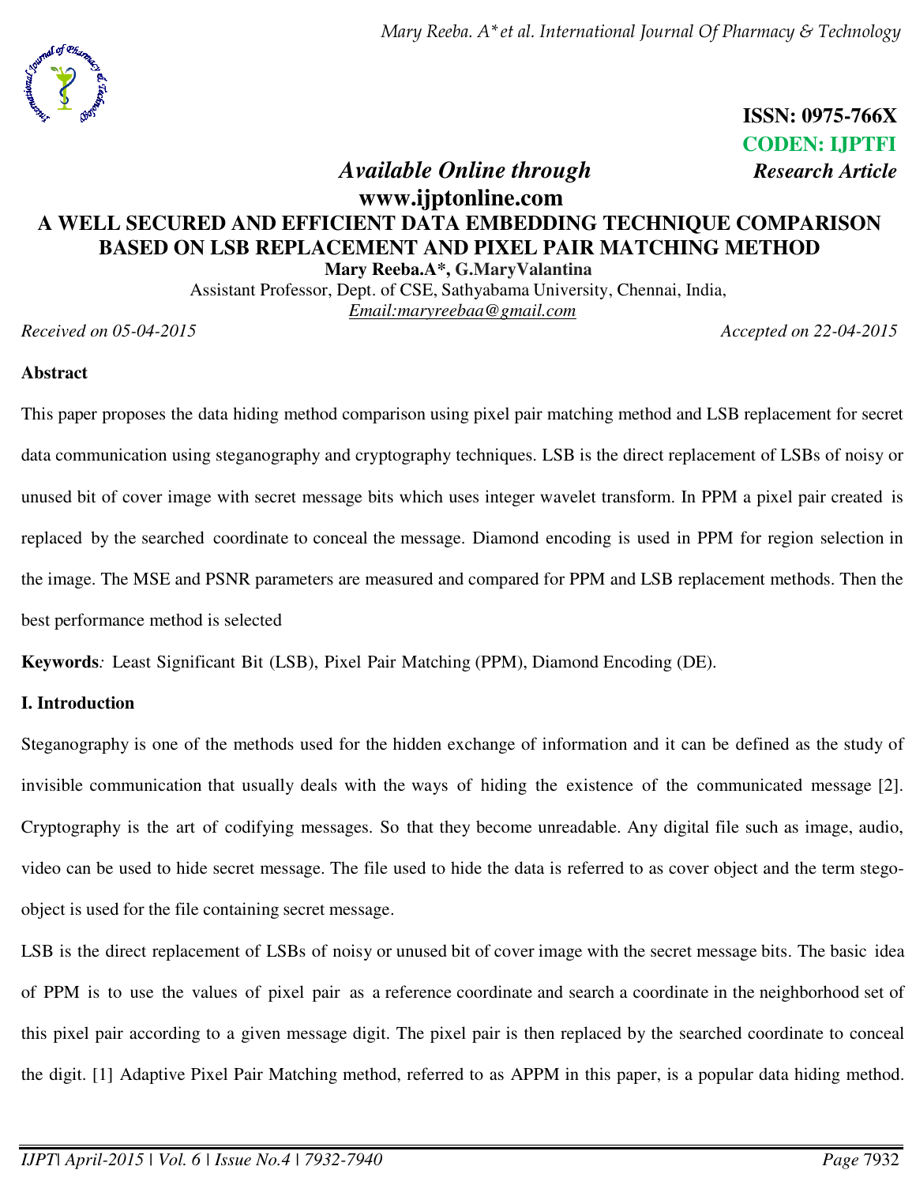ISSN: 0975-766X
CODEN: IJPTFI
*Research Article*

*Available Online through*
**www.ijptonline.com**

# A WELL SECURED AND EFFICIENT DATA EMBEDDING TECHNIQUE COMPARISON BASED ON LSB REPLACEMENT AND PIXEL PAIR MATCHING METHOD

**Mary Reeba.A\*, G.MaryValantina**

Assistant Professor, Dept. of CSE, Sathyabama University, Chennai, India,
Email:maryreebaa@gmail.com

*Received on 05-04-2015* *Accepted on 22-04-2015*

## Abstract

This paper proposes the data hiding method comparison using pixel pair matching method and LSB replacement for secret data communication using steganography and cryptography techniques. LSB is the direct replacement of LSBs of noisy or unused bit of cover image with secret message bits which uses integer wavelet transform. In PPM a pixel pair created is replaced by the searched coordinate to conceal the message. Diamond encoding is used in PPM for region selection in the image. The MSE and PSNR parameters are measured and compared for PPM and LSB replacement methods. Then the best performance method is selected

**Keywords***:* Least Significant Bit (LSB), Pixel Pair Matching (PPM), Diamond Encoding (DE).

## I. Introduction

Steganography is one of the methods used for the hidden exchange of information and it can be defined as the study of invisible communication that usually deals with the ways of hiding the existence of the communicated message [2]. Cryptography is the art of codifying messages. So that they become unreadable. Any digital file such as image, audio, video can be used to hide secret message. The file used to hide the data is referred to as cover object and the term stego-object is used for the file containing secret message.

LSB is the direct replacement of LSBs of noisy or unused bit of cover image with the secret message bits. The basic idea of PPM is to use the values of pixel pair as a reference coordinate and search a coordinate in the neighborhood set of this pixel pair according to a given message digit. The pixel pair is then replaced by the searched coordinate to conceal the digit. [1] Adaptive Pixel Pair Matching method, referred to as APPM in this paper, is a popular data hiding method.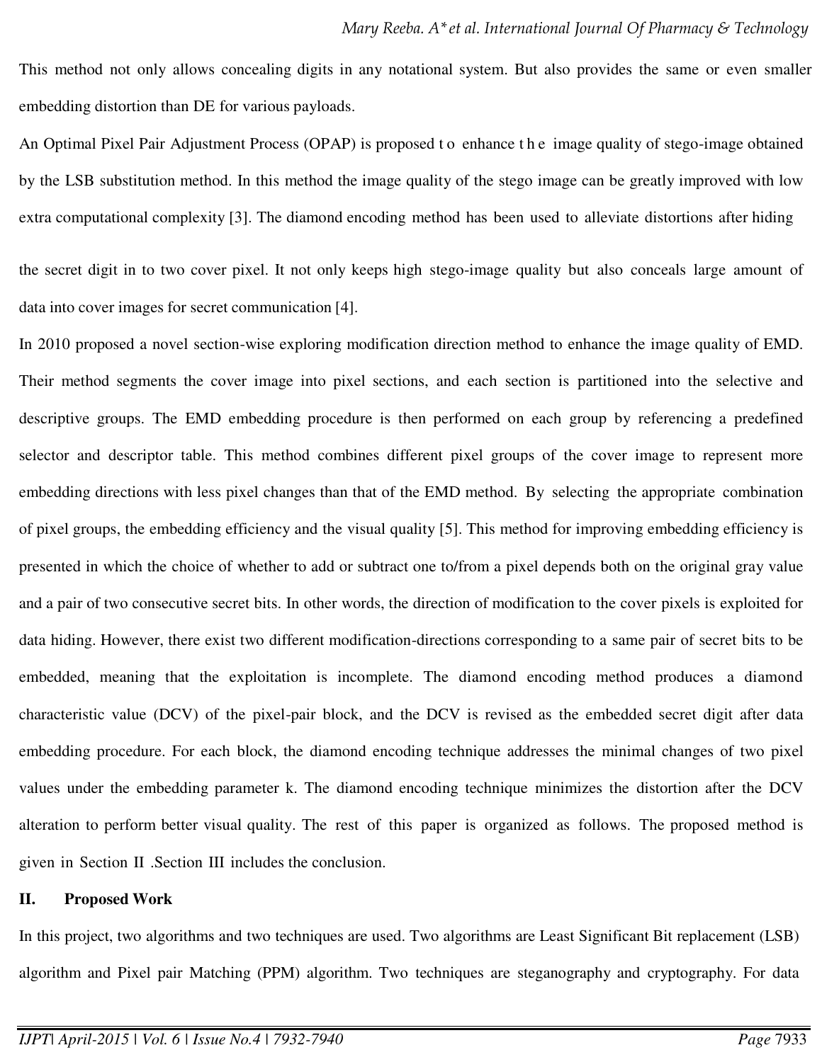This method not only allows concealing digits in any notational system. But also provides the same or even smaller embedding distortion than DE for various payloads.

An Optimal Pixel Pair Adjustment Process (OPAP) is proposed to enhance the image quality of stego-image obtained by the LSB substitution method. In this method the image quality of the stego image can be greatly improved with low extra computational complexity [3]. The diamond encoding method has been used to alleviate distortions after hiding the secret digit in to two cover pixel. It not only keeps high stego-image quality but also conceals large amount of data into cover images for secret communication [4].

In 2010 proposed a novel section-wise exploring modification direction method to enhance the image quality of EMD. Their method segments the cover image into pixel sections, and each section is partitioned into the selective and descriptive groups. The EMD embedding procedure is then performed on each group by referencing a predefined selector and descriptor table. This method combines different pixel groups of the cover image to represent more embedding directions with less pixel changes than that of the EMD method. By selecting the appropriate combination of pixel groups, the embedding efficiency and the visual quality [5]. This method for improving embedding efficiency is presented in which the choice of whether to add or subtract one to/from a pixel depends both on the original gray value and a pair of two consecutive secret bits. In other words, the direction of modification to the cover pixels is exploited for data hiding. However, there exist two different modification-directions corresponding to a same pair of secret bits to be embedded, meaning that the exploitation is incomplete. The diamond encoding method produces a diamond characteristic value (DCV) of the pixel-pair block, and the DCV is revised as the embedded secret digit after data embedding procedure. For each block, the diamond encoding technique addresses the minimal changes of two pixel values under the embedding parameter k. The diamond encoding technique minimizes the distortion after the DCV alteration to perform better visual quality. The rest of this paper is organized as follows. The proposed method is given in Section II .Section III includes the conclusion.

## II. Proposed Work

In this project, two algorithms and two techniques are used. Two algorithms are Least Significant Bit replacement (LSB) algorithm and Pixel pair Matching (PPM) algorithm. Two techniques are steganography and cryptography. For data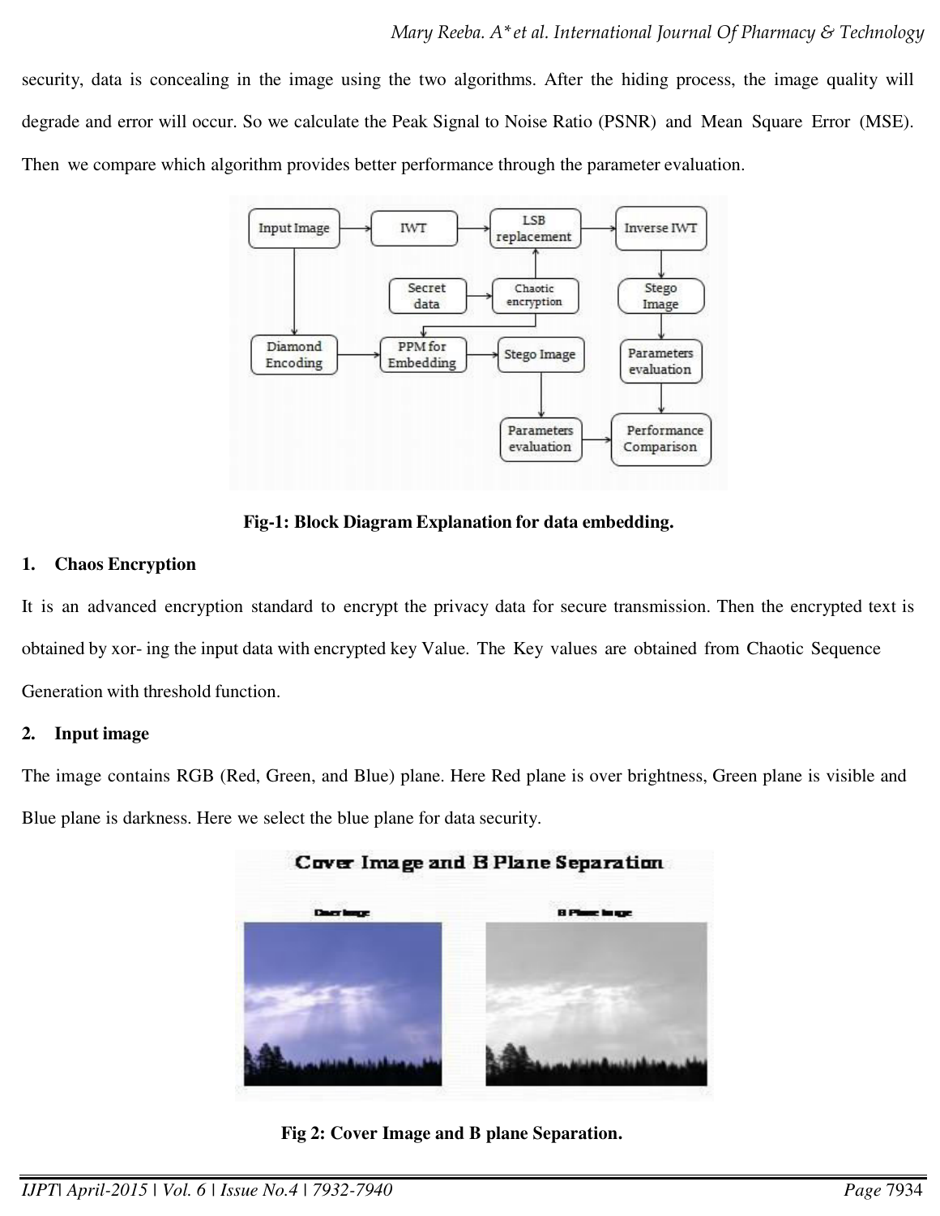security, data is concealing in the image using the two algorithms. After the hiding process, the image quality will degrade and error will occur. So we calculate the Peak Signal to Noise Ratio (PSNR) and Mean Square Error (MSE). Then we compare which algorithm provides better performance through the parameter evaluation.

**Fig-1: Block Diagram Explanation for data embedding.**

## 1. Chaos Encryption

It is an advanced encryption standard to encrypt the privacy data for secure transmission. Then the encrypted text is obtained by xor- ing the input data with encrypted key Value. The Key values are obtained from Chaotic Sequence Generation with threshold function.

## 2. Input image

The image contains RGB (Red, Green, and Blue) plane. Here Red plane is over brightness, Green plane is visible and Blue plane is darkness. Here we select the blue plane for data security.

**Fig 2: Cover Image and B plane Separation.**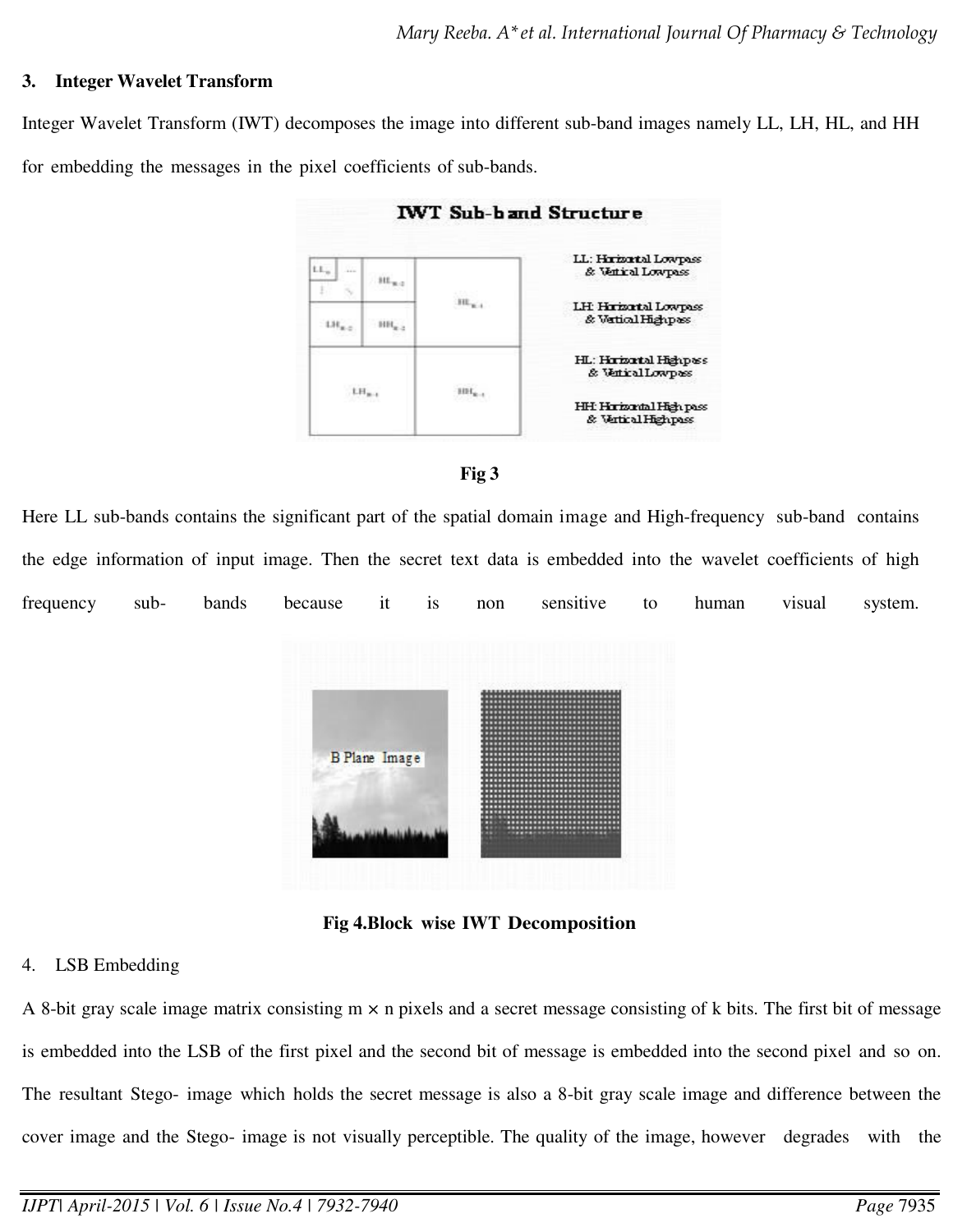## 3. Integer Wavelet Transform

Integer Wavelet Transform (IWT) decomposes the image into different sub-band images namely LL, LH, HL, and HH for embedding the messages in the pixel coefficients of sub-bands.

**Fig 3**

Here LL sub-bands contains the significant part of the spatial domain image and High-frequency sub-band contains the edge information of input image. Then the secret text data is embedded into the wavelet coefficients of high frequency sub- bands because it is non sensitive to human visual system.

**Fig 4.Block wise IWT Decomposition**

## 4. LSB Embedding

A 8-bit gray scale image matrix consisting m × n pixels and a secret message consisting of k bits. The first bit of message is embedded into the LSB of the first pixel and the second bit of message is embedded into the second pixel and so on. The resultant Stego- image which holds the secret message is also a 8-bit gray scale image and difference between the cover image and the Stego- image is not visually perceptible. The quality of the image, however degrades with the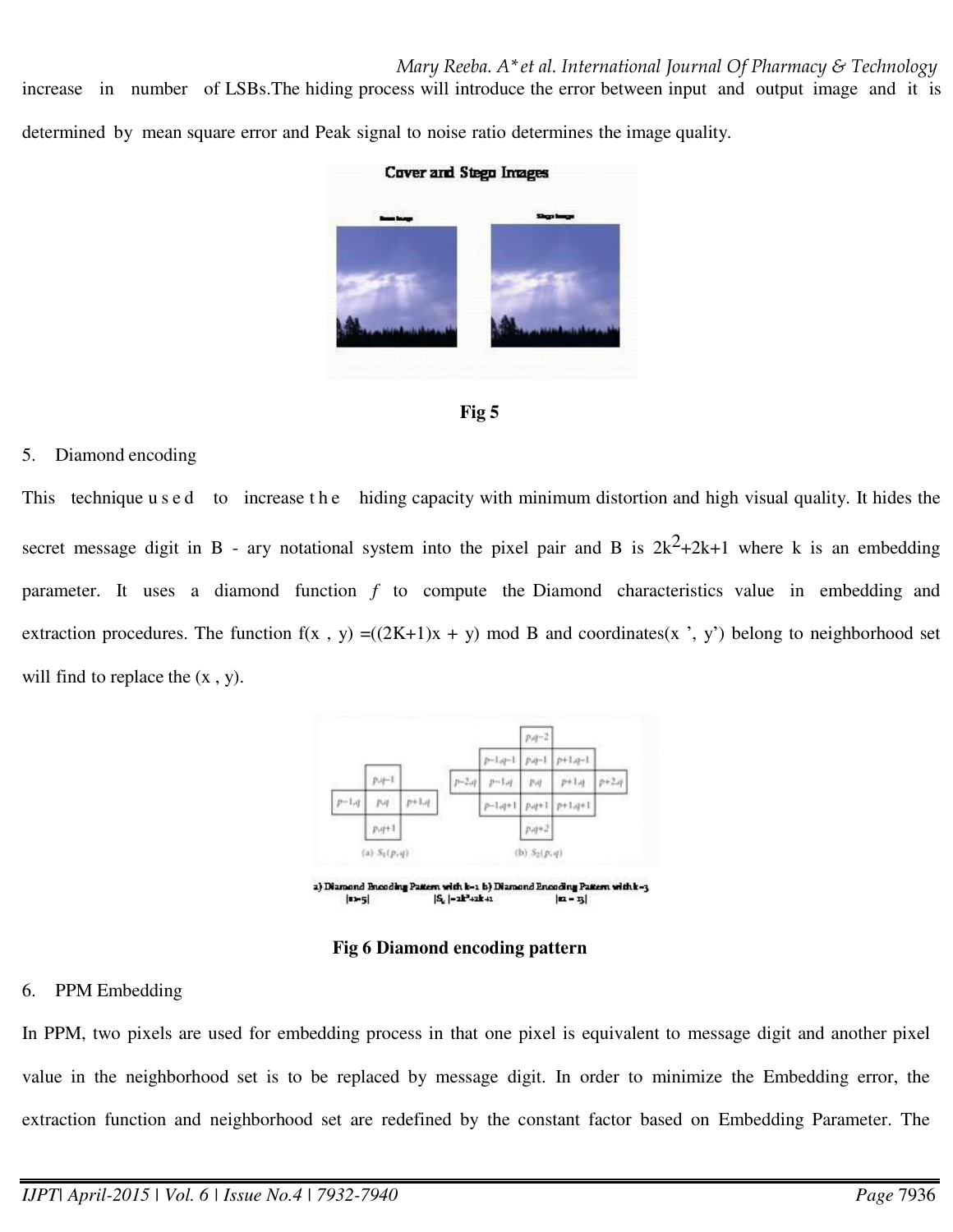increase in number of LSBs.The hiding process will introduce the error between input and output image and it is determined by mean square error and Peak signal to noise ratio determines the image quality.

Fig 5

5. Diamond encoding

This technique used to increase the hiding capacity with minimum distortion and high visual quality. It hides the secret message digit in B - ary notational system into the pixel pair and B is $2k^2+2k+1$ where k is an embedding parameter. It uses a diamond function $f$ to compute the Diamond characteristics value in embedding and extraction procedures. The function $f(x, y) = ((2K+1)x + y) \bmod B$ and coordinates$(x', y')$ belong to neighborhood set will find to replace the $(x, y)$.

Fig 6 Diamond encoding pattern

6. PPM Embedding

In PPM, two pixels are used for embedding process in that one pixel is equivalent to message digit and another pixel value in the neighborhood set is to be replaced by message digit. In order to minimize the Embedding error, the extraction function and neighborhood set are redefined by the constant factor based on Embedding Parameter. The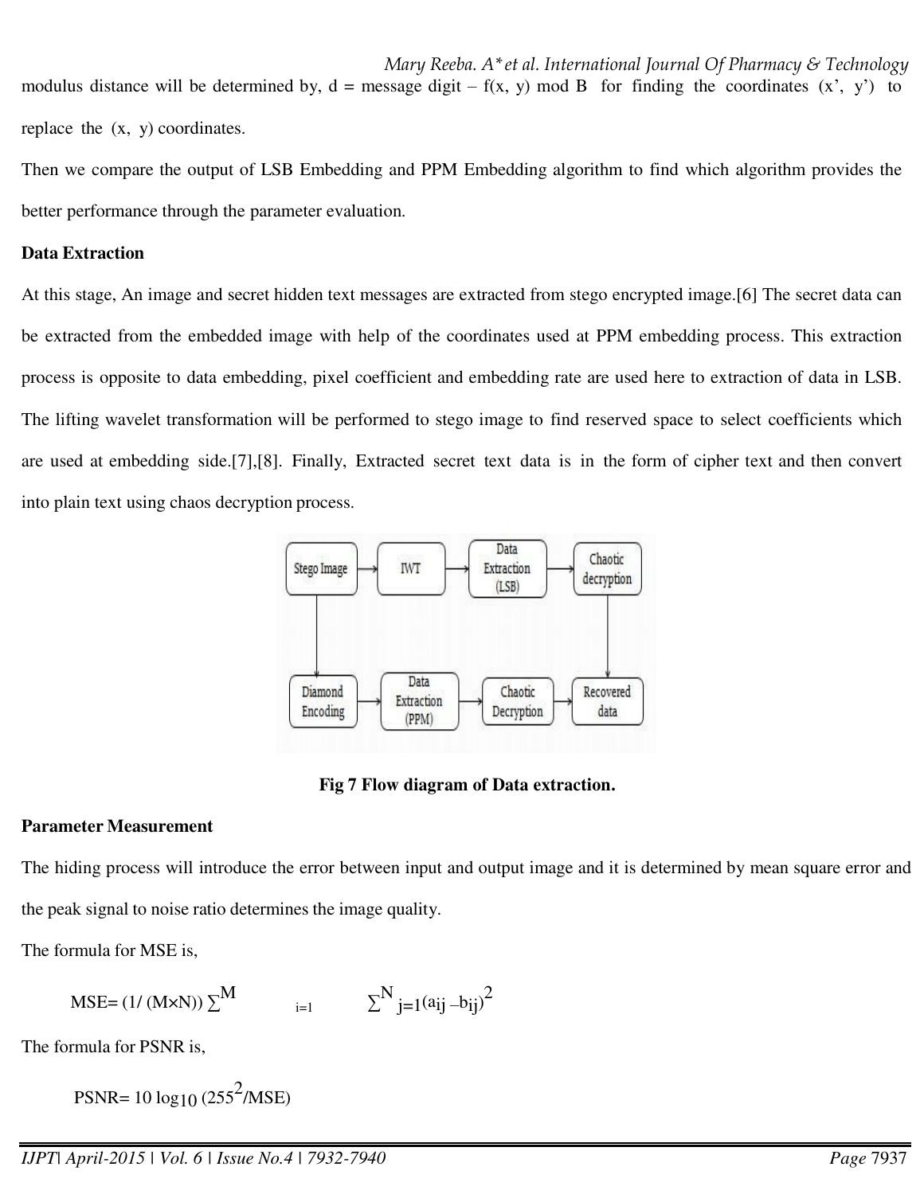modulus distance will be determined by, d = message digit – f(x, y) mod B for finding the coordinates (x', y') to replace the (x, y) coordinates.

Then we compare the output of LSB Embedding and PPM Embedding algorithm to find which algorithm provides the better performance through the parameter evaluation.

**Data Extraction**

At this stage, An image and secret hidden text messages are extracted from stego encrypted image.[6] The secret data can be extracted from the embedded image with help of the coordinates used at PPM embedding process. This extraction process is opposite to data embedding, pixel coefficient and embedding rate are used here to extraction of data in LSB. The lifting wavelet transformation will be performed to stego image to find reserved space to select coefficients which are used at embedding side.[7],[8]. Finally, Extracted secret text data is in the form of cipher text and then convert into plain text using chaos decryption process.

Stego Image
IWT
Data Extraction (LSB)
Chaotic decryption
Diamond Encoding
Data Extraction (PPM)
Chaotic Decryption
Recovered data

**Fig 7 Flow diagram of Data extraction.**

**Parameter Measurement**

The hiding process will introduce the error between input and output image and it is determined by mean square error and the peak signal to noise ratio determines the image quality.

The formula for MSE is,

$$MSE = (1/(M \times N)) \sum_{i=1}^{M} \sum_{j=1}^{N} (a_{ij} - b_{ij})^2$$

The formula for PSNR is,

$$PSNR = 10 \log_{10} (255^2/MSE)$$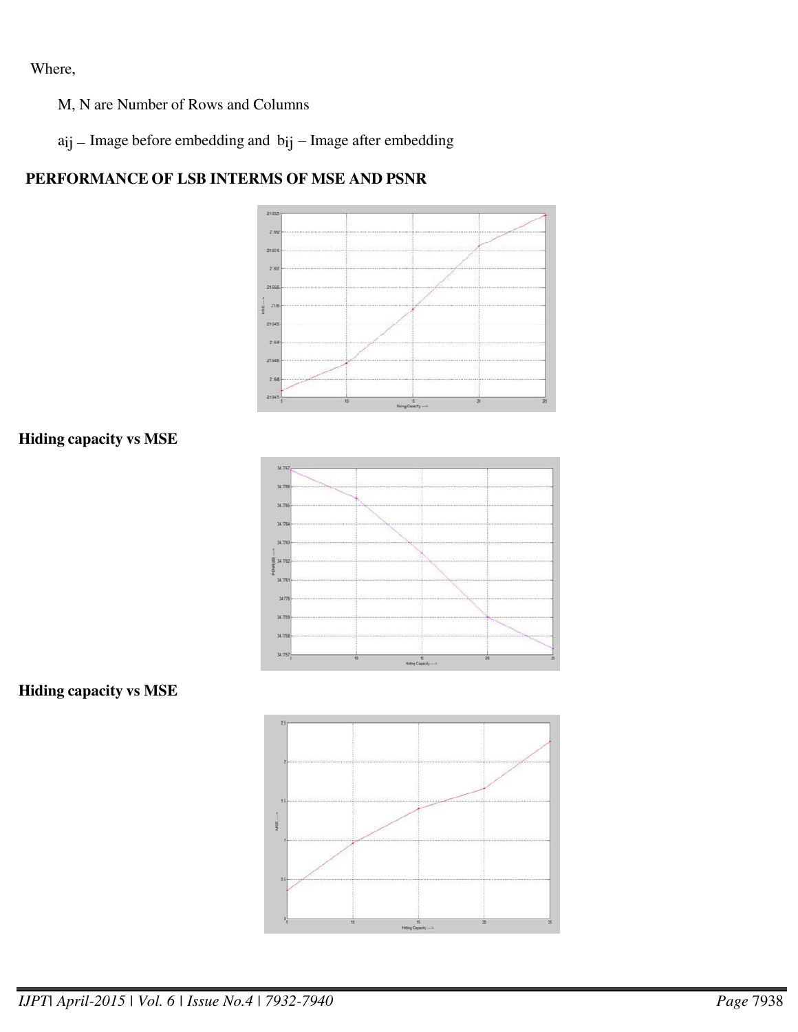Where,

M, N are Number of Rows and Columns

$a_{ij}$ – Image before embedding and $b_{ij}$ – Image after embedding

**PERFORMANCE OF LSB INTERMS OF MSE AND PSNR**

21.5525
21.552
21.5515
21.551
21.5505
21.55
21.5495
21.549
21.5485
21.548
21.5475
MSE --->
5
10
15
20
25
Hiding Capacity --->

**Hiding capacity vs MSE**

34.7767
34.7766
34.7765
34.7764
34.7763
34.7762
34.7761
34.776
34.7759
34.7758
34.7757
PSNR(dB) --->
5
10
15
20
25
Hiding Capacity --->

**Hiding capacity vs MSE**

2.5
2
1.5
1
0.5
0
MSE --->
5
10
15
20
25
Hiding Capacity --->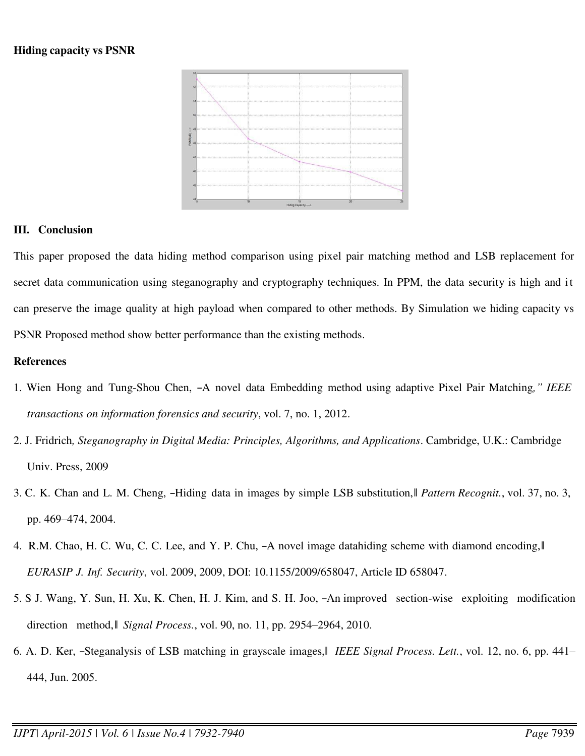**Hiding capacity vs PSNR**

53
52
51
50
49
48
47
46
45
44
5
10
15
20
25
PSNR(dB) --->
Hiding Capacity --->

## III. Conclusion

This paper proposed the data hiding method comparison using pixel pair matching method and LSB replacement for secret data communication using steganography and cryptography techniques. In PPM, the data security is high and it can preserve the image quality at high payload when compared to other methods. By Simulation we hiding capacity vs PSNR Proposed method show better performance than the existing methods.

**References**

1. Wien Hong and Tung-Shou Chen, –A novel data Embedding method using adaptive Pixel Pair Matching*," IEEE transactions on information forensics and security*, vol. 7, no. 1, 2012.
2. J. Fridrich*, Steganography in Digital Media: Principles, Algorithms, and Applications*. Cambridge, U.K.: Cambridge Univ. Press, 2009
3. C. K. Chan and L. M. Cheng, –Hiding data in images by simple LSB substitution,‖ *Pattern Recognit.*, vol. 37, no. 3, pp. 469–474, 2004.
4. R.M. Chao, H. C. Wu, C. C. Lee, and Y. P. Chu, –A novel image datahiding scheme with diamond encoding,‖ *EURASIP J. Inf. Security*, vol. 2009, 2009, DOI: 10.1155/2009/658047, Article ID 658047.
5. S J. Wang, Y. Sun, H. Xu, K. Chen, H. J. Kim, and S. H. Joo, –An improved section-wise exploiting modification direction method,‖ *Signal Process.*, vol. 90, no. 11, pp. 2954–2964, 2010.
6. A. D. Ker, –Steganalysis of LSB matching in grayscale images,‖ *IEEE Signal Process. Lett.*, vol. 12, no. 6, pp. 441–444, Jun. 2005.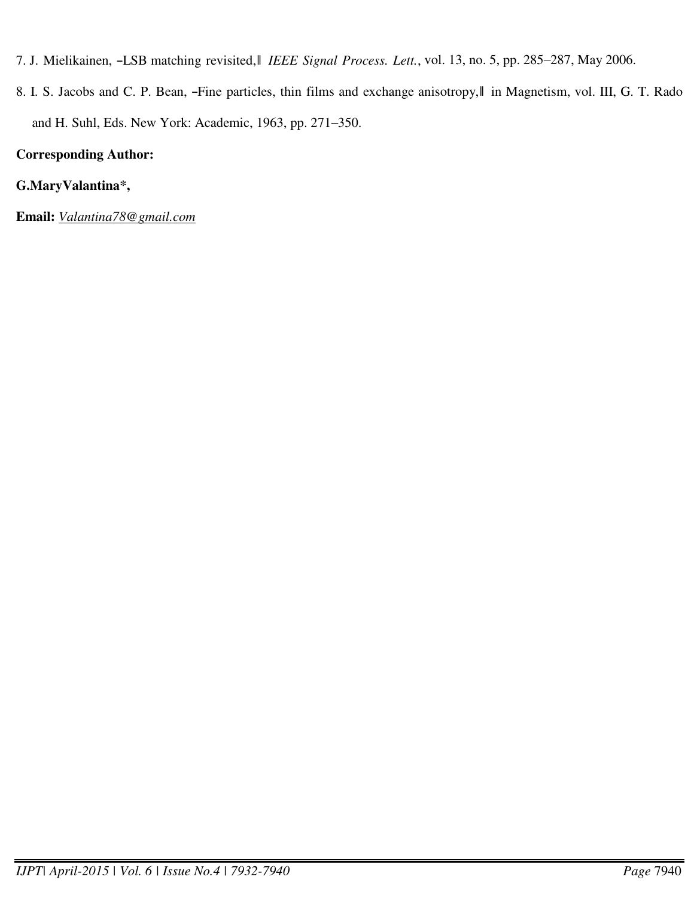7. J. Mielikainen, ―LSB matching revisited,‖ *IEEE Signal Process. Lett.*, vol. 13, no. 5, pp. 285–287, May 2006.

8. I. S. Jacobs and C. P. Bean, ―Fine particles, thin films and exchange anisotropy,‖ in Magnetism, vol. III, G. T. Rado and H. Suhl, Eds. New York: Academic, 1963, pp. 271–350.

**Corresponding Author:**

**G.MaryValantina*,**

**Email:** Valantina78@gmail.com